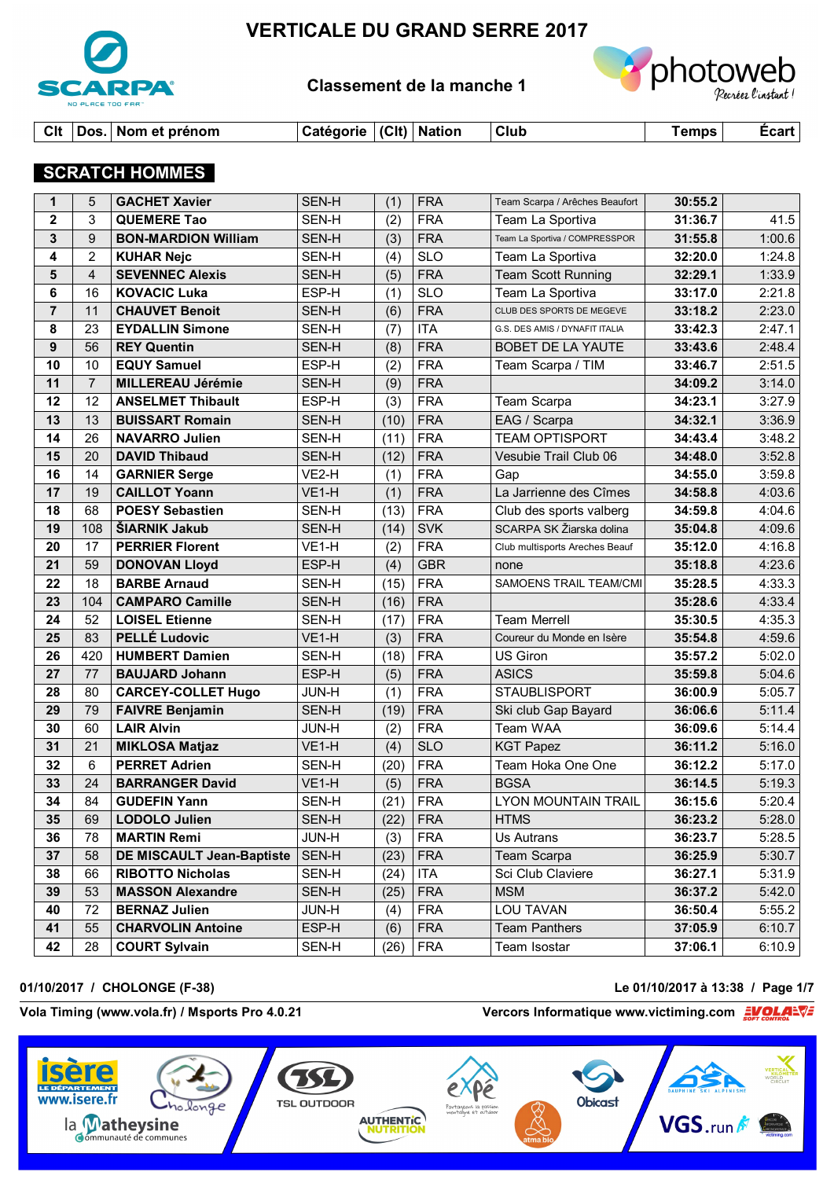# VERTICALE DU GRAND SERRE 2017

## Classement de la manche 1

## SCRATCH HOMMES

| Clt | Dos. | Nom et prénom | Catégorie | (Clt) | Nation | Club | Temps | Écart |
|---|---|---|---|---|---|---|---|---|
| 1 | 5 | **GACHET Xavier** | SEN-H | (1) | FRA | Team Scarpa / Arêches Beaufort | **30:55.2** | |
| 2 | 3 | **QUEMERE Tao** | SEN-H | (2) | FRA | Team La Sportiva | **31:36.7** | 41.5 |
| 3 | 9 | **BON-MARDION William** | SEN-H | (3) | FRA | Team La Sportiva / COMPRESSPOR | **31:55.8** | 1:00.6 |
| 4 | 2 | **KUHAR Nejc** | SEN-H | (4) | SLO | Team La Sportiva | **32:20.0** | 1:24.8 |
| 5 | 4 | **SEVENNEC Alexis** | SEN-H | (5) | FRA | Team Scott Running | **32:29.1** | 1:33.9 |
| 6 | 16 | **KOVACIC Luka** | ESP-H | (1) | SLO | Team La Sportiva | **33:17.0** | 2:21.8 |
| 7 | 11 | **CHAUVET Benoit** | SEN-H | (6) | FRA | CLUB DES SPORTS DE MEGEVE | **33:18.2** | 2:23.0 |
| 8 | 23 | **EYDALLIN Simone** | SEN-H | (7) | ITA | G.S. DES AMIS / DYNAFIT ITALIA | **33:42.3** | 2:47.1 |
| 9 | 56 | **REY Quentin** | SEN-H | (8) | FRA | BOBET DE LA YAUTE | **33:43.6** | 2:48.4 |
| 10 | 10 | **EQUY Samuel** | ESP-H | (2) | FRA | Team Scarpa / TIM | **33:46.7** | 2:51.5 |
| 11 | 7 | **MILLEREAU Jérémie** | SEN-H | (9) | FRA | | **34:09.2** | 3:14.0 |
| 12 | 12 | **ANSELMET Thibault** | ESP-H | (3) | FRA | Team Scarpa | **34:23.1** | 3:27.9 |
| 13 | 13 | **BUISSART Romain** | SEN-H | (10) | FRA | EAG / Scarpa | **34:32.1** | 3:36.9 |
| 14 | 26 | **NAVARRO Julien** | SEN-H | (11) | FRA | TEAM OPTISPORT | **34:43.4** | 3:48.2 |
| 15 | 20 | **DAVID Thibaud** | SEN-H | (12) | FRA | Vesubie Trail Club 06 | **34:48.0** | 3:52.8 |
| 16 | 14 | **GARNIER Serge** | VE2-H | (1) | FRA | Gap | **34:55.0** | 3:59.8 |
| 17 | 19 | **CAILLOT Yoann** | VE1-H | (1) | FRA | La Jarrienne des Cîmes | **34:58.8** | 4:03.6 |
| 18 | 68 | **POESY Sebastien** | SEN-H | (13) | FRA | Club des sports valberg | **34:59.8** | 4:04.6 |
| 19 | 108 | **ŠIARNIK Jakub** | SEN-H | (14) | SVK | SCARPA SK Žiarska dolina | **35:04.8** | 4:09.6 |
| 20 | 17 | **PERRIER Florent** | VE1-H | (2) | FRA | Club multisports Areches Beauf | **35:12.0** | 4:16.8 |
| 21 | 59 | **DONOVAN Lloyd** | ESP-H | (4) | GBR | none | **35:18.8** | 4:23.6 |
| 22 | 18 | **BARBE Arnaud** | SEN-H | (15) | FRA | SAMOENS TRAIL TEAM/CMI | **35:28.5** | 4:33.3 |
| 23 | 104 | **CAMPARO Camille** | SEN-H | (16) | FRA | | **35:28.6** | 4:33.4 |
| 24 | 52 | **LOISEL Etienne** | SEN-H | (17) | FRA | Team Merrell | **35:30.5** | 4:35.3 |
| 25 | 83 | **PELLÉ Ludovic** | VE1-H | (3) | FRA | Coureur du Monde en Isère | **35:54.8** | 4:59.6 |
| 26 | 420 | **HUMBERT Damien** | SEN-H | (18) | FRA | US Giron | **35:57.2** | 5:02.0 |
| 27 | 77 | **BAUJARD Johann** | ESP-H | (5) | FRA | ASICS | **35:59.8** | 5:04.6 |
| 28 | 80 | **CARCEY-COLLET Hugo** | JUN-H | (1) | FRA | STAUBLISPORT | **36:00.9** | 5:05.7 |
| 29 | 79 | **FAIVRE Benjamin** | SEN-H | (19) | FRA | Ski club Gap Bayard | **36:06.6** | 5:11.4 |
| 30 | 60 | **LAIR Alvin** | JUN-H | (2) | FRA | Team WAA | **36:09.6** | 5:14.4 |
| 31 | 21 | **MIKLOSA Matjaz** | VE1-H | (4) | SLO | KGT Papez | **36:11.2** | 5:16.0 |
| 32 | 6 | **PERRET Adrien** | SEN-H | (20) | FRA | Team Hoka One One | **36:12.2** | 5:17.0 |
| 33 | 24 | **BARRANGER David** | VE1-H | (5) | FRA | BGSA | **36:14.5** | 5:19.3 |
| 34 | 84 | **GUDEFIN Yann** | SEN-H | (21) | FRA | LYON MOUNTAIN TRAIL | **36:15.6** | 5:20.4 |
| 35 | 69 | **LODOLO Julien** | SEN-H | (22) | FRA | HTMS | **36:23.2** | 5:28.0 |
| 36 | 78 | **MARTIN Remi** | JUN-H | (3) | FRA | Us Autrans | **36:23.7** | 5:28.5 |
| 37 | 58 | **DE MISCAULT Jean-Baptiste** | SEN-H | (23) | FRA | Team Scarpa | **36:25.9** | 5:30.7 |
| 38 | 66 | **RIBOTTO Nicholas** | SEN-H | (24) | ITA | Sci Club Claviere | **36:27.1** | 5:31.9 |
| 39 | 53 | **MASSON Alexandre** | SEN-H | (25) | FRA | MSM | **36:37.2** | 5:42.0 |
| 40 | 72 | **BERNAZ Julien** | JUN-H | (4) | FRA | LOU TAVAN | **36:50.4** | 5:55.2 |
| 41 | 55 | **CHARVOLIN Antoine** | ESP-H | (6) | FRA | Team Panthers | **37:05.9** | 6:10.7 |
| 42 | 28 | **COURT Sylvain** | SEN-H | (26) | FRA | Team Isostar | **37:06.1** | 6:10.9 |

01/10/2017 / CHOLONGE (F-38) — Le 01/10/2017 à 13:38

Vola Timing (www.vola.fr) / Msports Pro 4.0.21 — Vercors Informatique www.victiming.com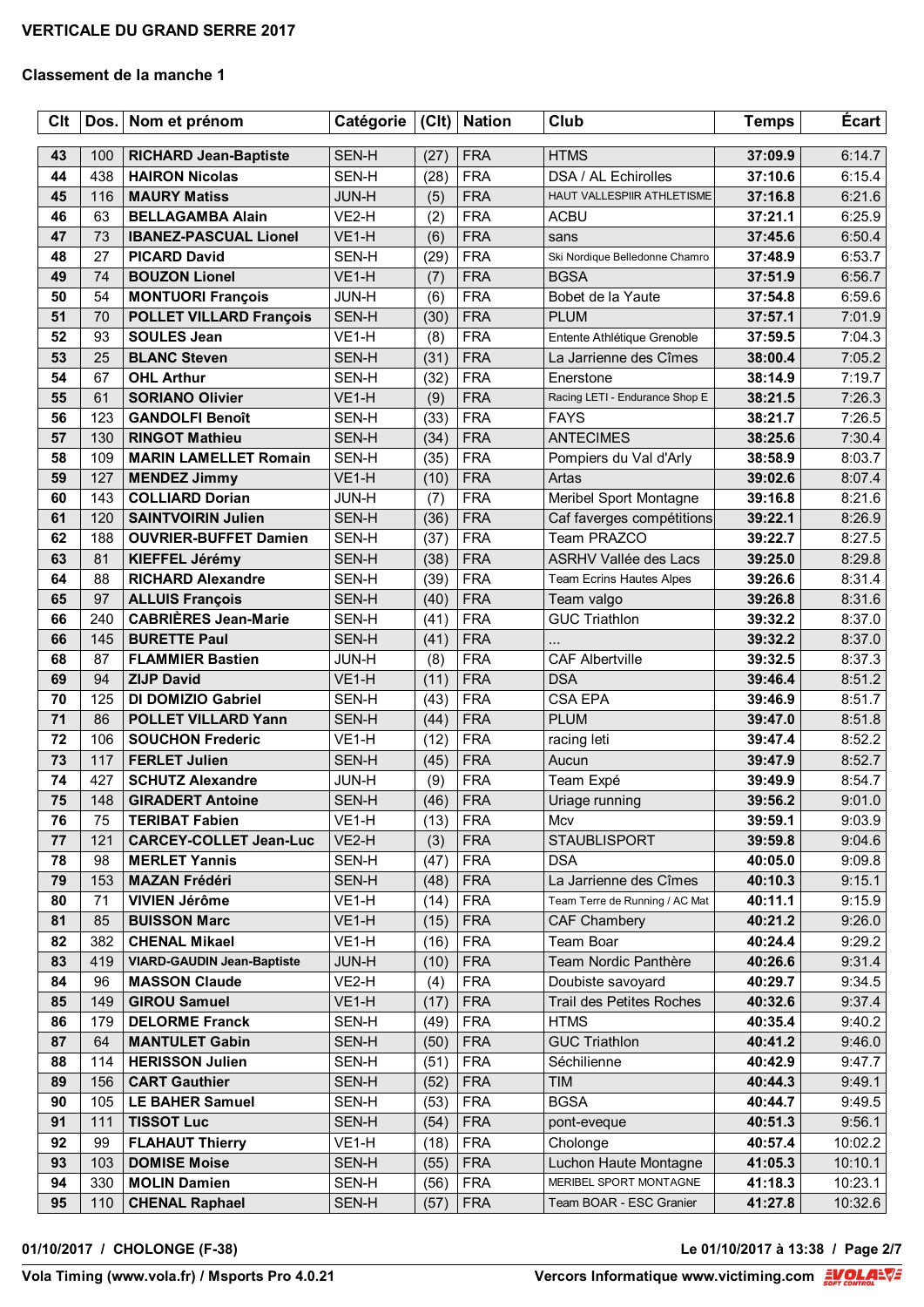**VERTICALE DU GRAND SERRE 2017**

**Classement de la manche 1**

| Clt | Dos. | Nom et prénom | Catégorie | (Clt) | Nation | Club | Temps | Écart |
|---|---|---|---|---|---|---|---|---|
| 43 | 100 | RICHARD Jean-Baptiste | SEN-H | (27) | FRA | HTMS | 37:09.9 | 6:14.7 |
| 44 | 438 | HAIRON Nicolas | SEN-H | (28) | FRA | DSA / AL Echirolles | 37:10.6 | 6:15.4 |
| 45 | 116 | MAURY Matiss | JUN-H | (5) | FRA | HAUT VALLESPIIR ATHLETISME | 37:16.8 | 6:21.6 |
| 46 | 63 | BELLAGAMBA Alain | VE2-H | (2) | FRA | ACBU | 37:21.1 | 6:25.9 |
| 47 | 73 | IBANEZ-PASCUAL Lionel | VE1-H | (6) | FRA | sans | 37:45.6 | 6:50.4 |
| 48 | 27 | PICARD David | SEN-H | (29) | FRA | Ski Nordique Belledonne Chamro | 37:48.9 | 6:53.7 |
| 49 | 74 | BOUZON Lionel | VE1-H | (7) | FRA | BGSA | 37:51.9 | 6:56.7 |
| 50 | 54 | MONTUORI François | JUN-H | (6) | FRA | Bobet de la Yaute | 37:54.8 | 6:59.6 |
| 51 | 70 | POLLET VILLARD François | SEN-H | (30) | FRA | PLUM | 37:57.1 | 7:01.9 |
| 52 | 93 | SOULES Jean | VE1-H | (8) | FRA | Entente Athlétique Grenoble | 37:59.5 | 7:04.3 |
| 53 | 25 | BLANC Steven | SEN-H | (31) | FRA | La Jarrienne des Cîmes | 38:00.4 | 7:05.2 |
| 54 | 67 | OHL Arthur | SEN-H | (32) | FRA | Enerstone | 38:14.9 | 7:19.7 |
| 55 | 61 | SORIANO Olivier | VE1-H | (9) | FRA | Racing LETI - Endurance Shop E | 38:21.5 | 7:26.3 |
| 56 | 123 | GANDOLFI Benoît | SEN-H | (33) | FRA | FAYS | 38:21.7 | 7:26.5 |
| 57 | 130 | RINGOT Mathieu | SEN-H | (34) | FRA | ANTECIMES | 38:25.6 | 7:30.4 |
| 58 | 109 | MARIN LAMELLET Romain | SEN-H | (35) | FRA | Pompiers du Val d'Arly | 38:58.9 | 8:03.7 |
| 59 | 127 | MENDEZ Jimmy | VE1-H | (10) | FRA | Artas | 39:02.6 | 8:07.4 |
| 60 | 143 | COLLIARD Dorian | JUN-H | (7) | FRA | Meribel Sport Montagne | 39:16.8 | 8:21.6 |
| 61 | 120 | SAINTVOIRIN Julien | SEN-H | (36) | FRA | Caf faverges compétitions | 39:22.1 | 8:26.9 |
| 62 | 188 | OUVRIER-BUFFET Damien | SEN-H | (37) | FRA | Team PRAZCO | 39:22.7 | 8:27.5 |
| 63 | 81 | KIEFFEL Jérémy | SEN-H | (38) | FRA | ASRHV Vallée des Lacs | 39:25.0 | 8:29.8 |
| 64 | 88 | RICHARD Alexandre | SEN-H | (39) | FRA | Team Ecrins Hautes Alpes | 39:26.6 | 8:31.4 |
| 65 | 97 | ALLUIS François | SEN-H | (40) | FRA | Team valgo | 39:26.8 | 8:31.6 |
| 66 | 240 | CABRIÈRES Jean-Marie | SEN-H | (41) | FRA | GUC Triathlon | 39:32.2 | 8:37.0 |
| 66 | 145 | BURETTE Paul | SEN-H | (41) | FRA | ... | 39:32.2 | 8:37.0 |
| 68 | 87 | FLAMMIER Bastien | JUN-H | (8) | FRA | CAF Albertville | 39:32.5 | 8:37.3 |
| 69 | 94 | ZIJP David | VE1-H | (11) | FRA | DSA | 39:46.4 | 8:51.2 |
| 70 | 125 | DI DOMIZIO Gabriel | SEN-H | (43) | FRA | CSA EPA | 39:46.9 | 8:51.7 |
| 71 | 86 | POLLET VILLARD Yann | SEN-H | (44) | FRA | PLUM | 39:47.0 | 8:51.8 |
| 72 | 106 | SOUCHON Frederic | VE1-H | (12) | FRA | racing leti | 39:47.4 | 8:52.2 |
| 73 | 117 | FERLET Julien | SEN-H | (45) | FRA | Aucun | 39:47.9 | 8:52.7 |
| 74 | 427 | SCHUTZ Alexandre | JUN-H | (9) | FRA | Team Expé | 39:49.9 | 8:54.7 |
| 75 | 148 | GIRADERT Antoine | SEN-H | (46) | FRA | Uriage running | 39:56.2 | 9:01.0 |
| 76 | 75 | TERIBAT Fabien | VE1-H | (13) | FRA | Mcv | 39:59.1 | 9:03.9 |
| 77 | 121 | CARCEY-COLLET Jean-Luc | VE2-H | (3) | FRA | STAUBLISPORT | 39:59.8 | 9:04.6 |
| 78 | 98 | MERLET Yannis | SEN-H | (47) | FRA | DSA | 40:05.0 | 9:09.8 |
| 79 | 153 | MAZAN Frédéri | SEN-H | (48) | FRA | La Jarrienne des Cîmes | 40:10.3 | 9:15.1 |
| 80 | 71 | VIVIEN Jérôme | VE1-H | (14) | FRA | Team Terre de Running / AC Mat | 40:11.1 | 9:15.9 |
| 81 | 85 | BUISSON Marc | VE1-H | (15) | FRA | CAF Chambery | 40:21.2 | 9:26.0 |
| 82 | 382 | CHENAL Mikael | VE1-H | (16) | FRA | Team Boar | 40:24.4 | 9:29.2 |
| 83 | 419 | VIARD-GAUDIN Jean-Baptiste | JUN-H | (10) | FRA | Team Nordic Panthère | 40:26.6 | 9:31.4 |
| 84 | 96 | MASSON Claude | VE2-H | (4) | FRA | Doubiste savoyard | 40:29.7 | 9:34.5 |
| 85 | 149 | GIROU Samuel | VE1-H | (17) | FRA | Trail des Petites Roches | 40:32.6 | 9:37.4 |
| 86 | 179 | DELORME Franck | SEN-H | (49) | FRA | HTMS | 40:35.4 | 9:40.2 |
| 87 | 64 | MANTULET Gabin | SEN-H | (50) | FRA | GUC Triathlon | 40:41.2 | 9:46.0 |
| 88 | 114 | HERISSON Julien | SEN-H | (51) | FRA | Séchilienne | 40:42.9 | 9:47.7 |
| 89 | 156 | CART Gauthier | SEN-H | (52) | FRA | TIM | 40:44.3 | 9:49.1 |
| 90 | 105 | LE BAHER Samuel | SEN-H | (53) | FRA | BGSA | 40:44.7 | 9:49.5 |
| 91 | 111 | TISSOT Luc | SEN-H | (54) | FRA | pont-eveque | 40:51.3 | 9:56.1 |
| 92 | 99 | FLAHAUT Thierry | VE1-H | (18) | FRA | Cholonge | 40:57.4 | 10:02.2 |
| 93 | 103 | DOMISE Moise | SEN-H | (55) | FRA | Luchon Haute Montagne | 41:05.3 | 10:10.1 |
| 94 | 330 | MOLIN Damien | SEN-H | (56) | FRA | MERIBEL SPORT MONTAGNE | 41:18.3 | 10:23.1 |
| 95 | 110 | CHENAL Raphael | SEN-H | (57) | FRA | Team BOAR - ESC Granier | 41:27.8 | 10:32.6 |

01/10/2017 / CHOLONGE (F-38) — Le 01/10/2017 à 13:38

Vola Timing (www.vola.fr) / Msports Pro 4.0.21 — Vercors Informatique www.victiming.com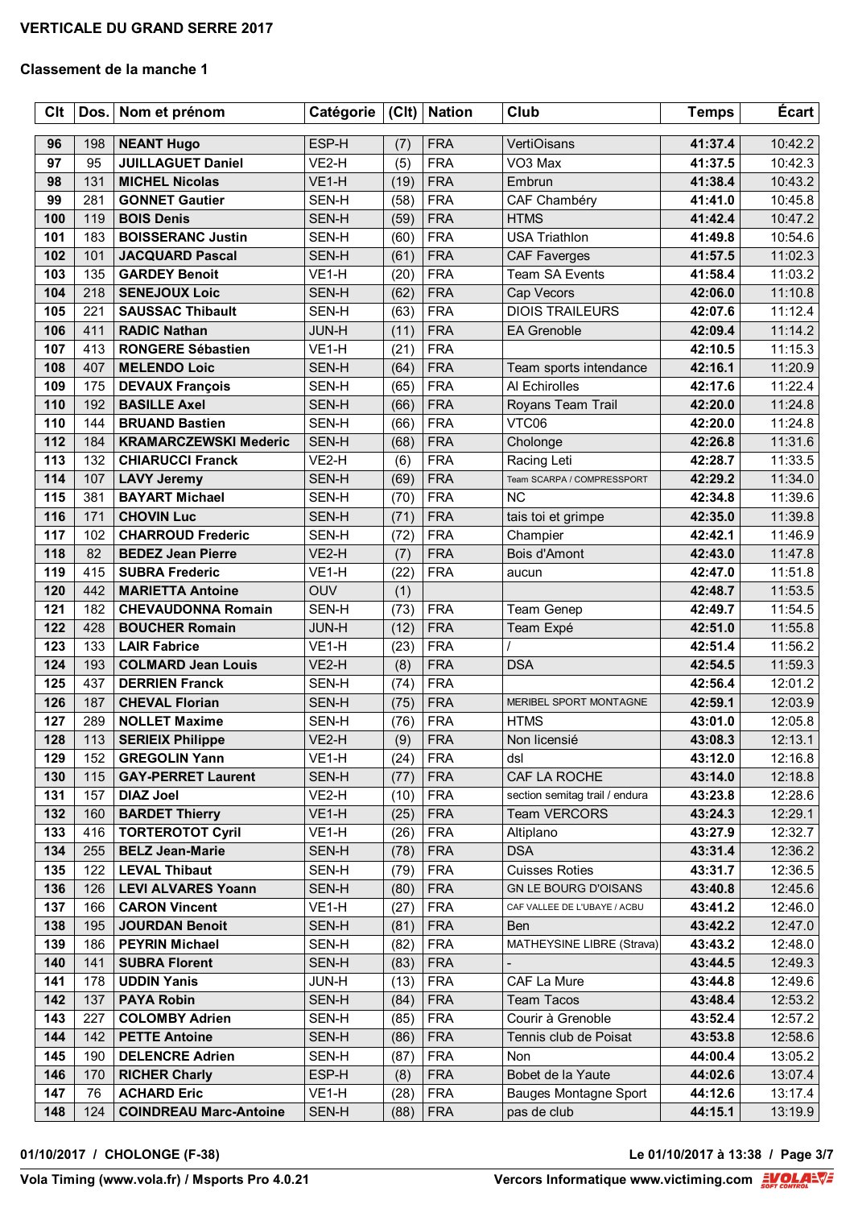# VERTICALE DU GRAND SERRE 2017

## Classement de la manche 1

| Clt | Dos. | Nom et prénom | Catégorie | (Clt) | Nation | Club | Temps | Écart |
|---|---|---|---|---|---|---|---|---|
| 96 | 198 | **NEANT Hugo** | ESP-H | (7) | FRA | VertiOisans | **41:37.4** | 10:42.2 |
| 97 | 95 | **JUILLAGUET Daniel** | VE2-H | (5) | FRA | VO3 Max | **41:37.5** | 10:42.3 |
| 98 | 131 | **MICHEL Nicolas** | VE1-H | (19) | FRA | Embrun | **41:38.4** | 10:43.2 |
| 99 | 281 | **GONNET Gautier** | SEN-H | (58) | FRA | CAF Chambéry | **41:41.0** | 10:45.8 |
| 100 | 119 | **BOIS Denis** | SEN-H | (59) | FRA | HTMS | **41:42.4** | 10:47.2 |
| 101 | 183 | **BOISSERANC Justin** | SEN-H | (60) | FRA | USA Triathlon | **41:49.8** | 10:54.6 |
| 102 | 101 | **JACQUARD Pascal** | SEN-H | (61) | FRA | CAF Faverges | **41:57.5** | 11:02.3 |
| 103 | 135 | **GARDEY Benoit** | VE1-H | (20) | FRA | Team SA Events | **41:58.4** | 11:03.2 |
| 104 | 218 | **SENEJOUX Loic** | SEN-H | (62) | FRA | Cap Vecors | **42:06.0** | 11:10.8 |
| 105 | 221 | **SAUSSAC Thibault** | SEN-H | (63) | FRA | DIOIS TRAILEURS | **42:07.6** | 11:12.4 |
| 106 | 411 | **RADIC Nathan** | JUN-H | (11) | FRA | EA Grenoble | **42:09.4** | 11:14.2 |
| 107 | 413 | **RONGERE Sébastien** | VE1-H | (21) | FRA | | **42:10.5** | 11:15.3 |
| 108 | 407 | **MELENDO Loic** | SEN-H | (64) | FRA | Team sports intendance | **42:16.1** | 11:20.9 |
| 109 | 175 | **DEVAUX François** | SEN-H | (65) | FRA | Al Echirolles | **42:17.6** | 11:22.4 |
| 110 | 192 | **BASILLE Axel** | SEN-H | (66) | FRA | Royans Team Trail | **42:20.0** | 11:24.8 |
| 110 | 144 | **BRUAND Bastien** | SEN-H | (66) | FRA | VTC06 | **42:20.0** | 11:24.8 |
| 112 | 184 | **KRAMARCZEWSKI Mederic** | SEN-H | (68) | FRA | Cholonge | **42:26.8** | 11:31.6 |
| 113 | 132 | **CHIARUCCI Franck** | VE2-H | (6) | FRA | Racing Leti | **42:28.7** | 11:33.5 |
| 114 | 107 | **LAVY Jeremy** | SEN-H | (69) | FRA | Team SCARPA / COMPRESSPORT | **42:29.2** | 11:34.0 |
| 115 | 381 | **BAYART Michael** | SEN-H | (70) | FRA | NC | **42:34.8** | 11:39.6 |
| 116 | 171 | **CHOVIN Luc** | SEN-H | (71) | FRA | tais toi et grimpe | **42:35.0** | 11:39.8 |
| 117 | 102 | **CHARROUD Frederic** | SEN-H | (72) | FRA | Champier | **42:42.1** | 11:46.9 |
| 118 | 82 | **BEDEZ Jean Pierre** | VE2-H | (7) | FRA | Bois d'Amont | **42:43.0** | 11:47.8 |
| 119 | 415 | **SUBRA Frederic** | VE1-H | (22) | FRA | aucun | **42:47.0** | 11:51.8 |
| 120 | 442 | **MARIETTA Antoine** | OUV | (1) | | | **42:48.7** | 11:53.5 |
| 121 | 182 | **CHEVAUDONNA Romain** | SEN-H | (73) | FRA | Team Genep | **42:49.7** | 11:54.5 |
| 122 | 428 | **BOUCHER Romain** | JUN-H | (12) | FRA | Team Expé | **42:51.0** | 11:55.8 |
| 123 | 133 | **LAIR Fabrice** | VE1-H | (23) | FRA | / | **42:51.4** | 11:56.2 |
| 124 | 193 | **COLMARD Jean Louis** | VE2-H | (8) | FRA | DSA | **42:54.5** | 11:59.3 |
| 125 | 437 | **DERRIEN Franck** | SEN-H | (74) | FRA | | **42:56.4** | 12:01.2 |
| 126 | 187 | **CHEVAL Florian** | SEN-H | (75) | FRA | MERIBEL SPORT MONTAGNE | **42:59.1** | 12:03.9 |
| 127 | 289 | **NOLLET Maxime** | SEN-H | (76) | FRA | HTMS | **43:01.0** | 12:05.8 |
| 128 | 113 | **SERIEIX Philippe** | VE2-H | (9) | FRA | Non licensié | **43:08.3** | 12:13.1 |
| 129 | 152 | **GREGOLIN Yann** | VE1-H | (24) | FRA | dsl | **43:12.0** | 12:16.8 |
| 130 | 115 | **GAY-PERRET Laurent** | SEN-H | (77) | FRA | CAF LA ROCHE | **43:14.0** | 12:18.8 |
| 131 | 157 | **DIAZ Joel** | VE2-H | (10) | FRA | section semitag trail / endura | **43:23.8** | 12:28.6 |
| 132 | 160 | **BARDET Thierry** | VE1-H | (25) | FRA | Team VERCORS | **43:24.3** | 12:29.1 |
| 133 | 416 | **TORTEROTOT Cyril** | VE1-H | (26) | FRA | Altiplano | **43:27.9** | 12:32.7 |
| 134 | 255 | **BELZ Jean-Marie** | SEN-H | (78) | FRA | DSA | **43:31.4** | 12:36.2 |
| 135 | 122 | **LEVAL Thibaut** | SEN-H | (79) | FRA | Cuisses Roties | **43:31.7** | 12:36.5 |
| 136 | 126 | **LEVI ALVARES Yoann** | SEN-H | (80) | FRA | GN LE BOURG D'OISANS | **43:40.8** | 12:45.6 |
| 137 | 166 | **CARON Vincent** | VE1-H | (27) | FRA | CAF VALLEE DE L'UBAYE / ACBU | **43:41.2** | 12:46.0 |
| 138 | 195 | **JOURDAN Benoit** | SEN-H | (81) | FRA | Ben | **43:42.2** | 12:47.0 |
| 139 | 186 | **PEYRIN Michael** | SEN-H | (82) | FRA | MATHEYSINE LIBRE (Strava) | **43:43.2** | 12:48.0 |
| 140 | 141 | **SUBRA Florent** | SEN-H | (83) | FRA | - | **43:44.5** | 12:49.3 |
| 141 | 178 | **UDDIN Yanis** | JUN-H | (13) | FRA | CAF La Mure | **43:44.8** | 12:49.6 |
| 142 | 137 | **PAYA Robin** | SEN-H | (84) | FRA | Team Tacos | **43:48.4** | 12:53.2 |
| 143 | 227 | **COLOMBY Adrien** | SEN-H | (85) | FRA | Courir à Grenoble | **43:52.4** | 12:57.2 |
| 144 | 142 | **PETTE Antoine** | SEN-H | (86) | FRA | Tennis club de Poisat | **43:53.8** | 12:58.6 |
| 145 | 190 | **DELENCRE Adrien** | SEN-H | (87) | FRA | Non | **44:00.4** | 13:05.2 |
| 146 | 170 | **RICHER Charly** | ESP-H | (8) | FRA | Bobet de la Yaute | **44:02.6** | 13:07.4 |
| 147 | 76 | **ACHARD Eric** | VE1-H | (28) | FRA | Bauges Montagne Sport | **44:12.6** | 13:17.4 |
| 148 | 124 | **COINDREAU Marc-Antoine** | SEN-H | (88) | FRA | pas de club | **44:15.1** | 13:19.9 |

**01/10/2017 / CHOLONGE (F-38)** — **Le 01/10/2017 à 13:38**

**Vola Timing (www.vola.fr) / Msports Pro 4.0.21** — **Vercors Informatique www.victiming.com**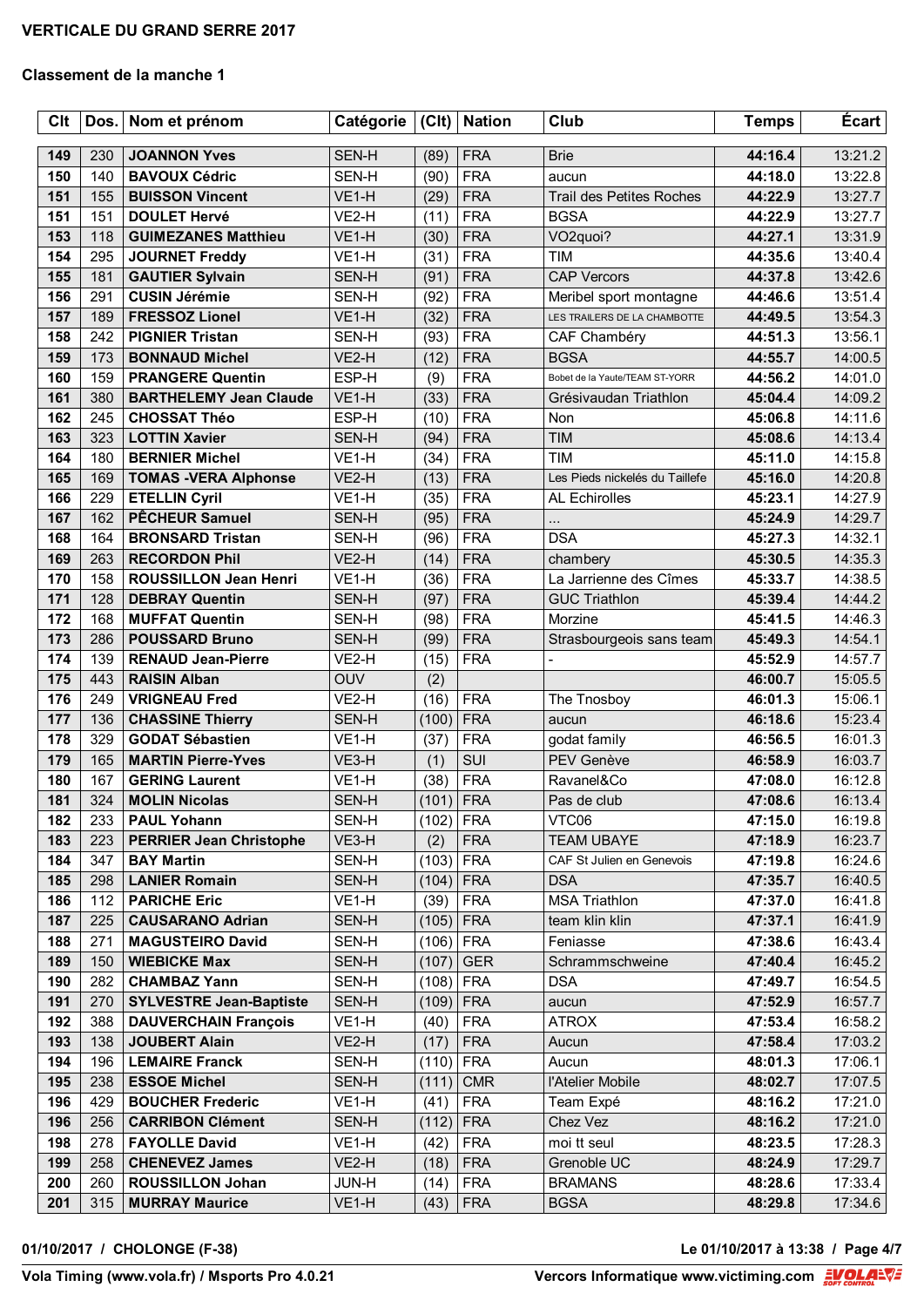# VERTICALE DU GRAND SERRE 2017

## Classement de la manche 1

| Clt | Dos. | Nom et prénom | Catégorie | (Clt) | Nation | Club | Temps | Écart |
|---|---|---|---|---|---|---|---|---|
| 149 | 230 | **JOANNON Yves** | SEN-H | (89) | FRA | Brie | **44:16.4** | 13:21.2 |
| 150 | 140 | **BAVOUX Cédric** | SEN-H | (90) | FRA | aucun | **44:18.0** | 13:22.8 |
| 151 | 155 | **BUISSON Vincent** | VE1-H | (29) | FRA | Trail des Petites Roches | **44:22.9** | 13:27.7 |
| 151 | 151 | **DOULET Hervé** | VE2-H | (11) | FRA | BGSA | **44:22.9** | 13:27.7 |
| 153 | 118 | **GUIMEZANES Matthieu** | VE1-H | (30) | FRA | VO2quoi? | **44:27.1** | 13:31.9 |
| 154 | 295 | **JOURNET Freddy** | VE1-H | (31) | FRA | TIM | **44:35.6** | 13:40.4 |
| 155 | 181 | **GAUTIER Sylvain** | SEN-H | (91) | FRA | CAP Vercors | **44:37.8** | 13:42.6 |
| 156 | 291 | **CUSIN Jérémie** | SEN-H | (92) | FRA | Meribel sport montagne | **44:46.6** | 13:51.4 |
| 157 | 189 | **FRESSOZ Lionel** | VE1-H | (32) | FRA | LES TRAILERS DE LA CHAMBOTTE | **44:49.5** | 13:54.3 |
| 158 | 242 | **PIGNIER Tristan** | SEN-H | (93) | FRA | CAF Chambéry | **44:51.3** | 13:56.1 |
| 159 | 173 | **BONNAUD Michel** | VE2-H | (12) | FRA | BGSA | **44:55.7** | 14:00.5 |
| 160 | 159 | **PRANGERE Quentin** | ESP-H | (9) | FRA | Bobet de la Yaute/TEAM ST-YORR | **44:56.2** | 14:01.0 |
| 161 | 380 | **BARTHELEMY Jean Claude** | VE1-H | (33) | FRA | Grésivaudan Triathlon | **45:04.4** | 14:09.2 |
| 162 | 245 | **CHOSSAT Théo** | ESP-H | (10) | FRA | Non | **45:06.8** | 14:11.6 |
| 163 | 323 | **LOTTIN Xavier** | SEN-H | (94) | FRA | TIM | **45:08.6** | 14:13.4 |
| 164 | 180 | **BERNIER Michel** | VE1-H | (34) | FRA | TIM | **45:11.0** | 14:15.8 |
| 165 | 169 | **TOMAS -VERA Alphonse** | VE2-H | (13) | FRA | Les Pieds nickelés du Taillefe | **45:16.0** | 14:20.8 |
| 166 | 229 | **ETELLIN Cyril** | VE1-H | (35) | FRA | AL Echirolles | **45:23.1** | 14:27.9 |
| 167 | 162 | **PÊCHEUR Samuel** | SEN-H | (95) | FRA | ... | **45:24.9** | 14:29.7 |
| 168 | 164 | **BRONSARD Tristan** | SEN-H | (96) | FRA | DSA | **45:27.3** | 14:32.1 |
| 169 | 263 | **RECORDON Phil** | VE2-H | (14) | FRA | chambery | **45:30.5** | 14:35.3 |
| 170 | 158 | **ROUSSILLON Jean Henri** | VE1-H | (36) | FRA | La Jarrienne des Cîmes | **45:33.7** | 14:38.5 |
| 171 | 128 | **DEBRAY Quentin** | SEN-H | (97) | FRA | GUC Triathlon | **45:39.4** | 14:44.2 |
| 172 | 168 | **MUFFAT Quentin** | SEN-H | (98) | FRA | Morzine | **45:41.5** | 14:46.3 |
| 173 | 286 | **POUSSARD Bruno** | SEN-H | (99) | FRA | Strasbourgeois sans team | **45:49.3** | 14:54.1 |
| 174 | 139 | **RENAUD Jean-Pierre** | VE2-H | (15) | FRA | - | **45:52.9** | 14:57.7 |
| 175 | 443 | **RAISIN Alban** | OUV | (2) | | | **46:00.7** | 15:05.5 |
| 176 | 249 | **VRIGNEAU Fred** | VE2-H | (16) | FRA | The Tnosboy | **46:01.3** | 15:06.1 |
| 177 | 136 | **CHASSINE Thierry** | SEN-H | (100) | FRA | aucun | **46:18.6** | 15:23.4 |
| 178 | 329 | **GODAT Sébastien** | VE1-H | (37) | FRA | godat family | **46:56.5** | 16:01.3 |
| 179 | 165 | **MARTIN Pierre-Yves** | VE3-H | (1) | SUI | PEV Genève | **46:58.9** | 16:03.7 |
| 180 | 167 | **GERING Laurent** | VE1-H | (38) | FRA | Ravanel&Co | **47:08.0** | 16:12.8 |
| 181 | 324 | **MOLIN Nicolas** | SEN-H | (101) | FRA | Pas de club | **47:08.6** | 16:13.4 |
| 182 | 233 | **PAUL Yohann** | SEN-H | (102) | FRA | VTC06 | **47:15.0** | 16:19.8 |
| 183 | 223 | **PERRIER Jean Christophe** | VE3-H | (2) | FRA | TEAM UBAYE | **47:18.9** | 16:23.7 |
| 184 | 347 | **BAY Martin** | SEN-H | (103) | FRA | CAF St Julien en Genevois | **47:19.8** | 16:24.6 |
| 185 | 298 | **LANIER Romain** | SEN-H | (104) | FRA | DSA | **47:35.7** | 16:40.5 |
| 186 | 112 | **PARICHE Eric** | VE1-H | (39) | FRA | MSA Triathlon | **47:37.0** | 16:41.8 |
| 187 | 225 | **CAUSARANO Adrian** | SEN-H | (105) | FRA | team klin klin | **47:37.1** | 16:41.9 |
| 188 | 271 | **MAGUSTEIRO David** | SEN-H | (106) | FRA | Feniasse | **47:38.6** | 16:43.4 |
| 189 | 150 | **WIEBICKE Max** | SEN-H | (107) | GER | Schrammschweine | **47:40.4** | 16:45.2 |
| 190 | 282 | **CHAMBAZ Yann** | SEN-H | (108) | FRA | DSA | **47:49.7** | 16:54.5 |
| 191 | 270 | **SYLVESTRE Jean-Baptiste** | SEN-H | (109) | FRA | aucun | **47:52.9** | 16:57.7 |
| 192 | 388 | **DAUVERCHAIN François** | VE1-H | (40) | FRA | ATROX | **47:53.4** | 16:58.2 |
| 193 | 138 | **JOUBERT Alain** | VE2-H | (17) | FRA | Aucun | **47:58.4** | 17:03.2 |
| 194 | 196 | **LEMAIRE Franck** | SEN-H | (110) | FRA | Aucun | **48:01.3** | 17:06.1 |
| 195 | 238 | **ESSOE Michel** | SEN-H | (111) | CMR | l'Atelier Mobile | **48:02.7** | 17:07.5 |
| 196 | 429 | **BOUCHER Frederic** | VE1-H | (41) | FRA | Team Expé | **48:16.2** | 17:21.0 |
| 196 | 256 | **CARRIBON Clément** | SEN-H | (112) | FRA | Chez Vez | **48:16.2** | 17:21.0 |
| 198 | 278 | **FAYOLLE David** | VE1-H | (42) | FRA | moi tt seul | **48:23.5** | 17:28.3 |
| 199 | 258 | **CHENEVEZ James** | VE2-H | (18) | FRA | Grenoble UC | **48:24.9** | 17:29.7 |
| 200 | 260 | **ROUSSILLON Johan** | JUN-H | (14) | FRA | BRAMANS | **48:28.6** | 17:33.4 |
| 201 | 315 | **MURRAY Maurice** | VE1-H | (43) | FRA | BGSA | **48:29.8** | 17:34.6 |

01/10/2017 / CHOLONGE (F-38) — Le 01/10/2017 à 13:38

Vola Timing (www.vola.fr) / Msports Pro 4.0.21 — Vercors Informatique www.victiming.com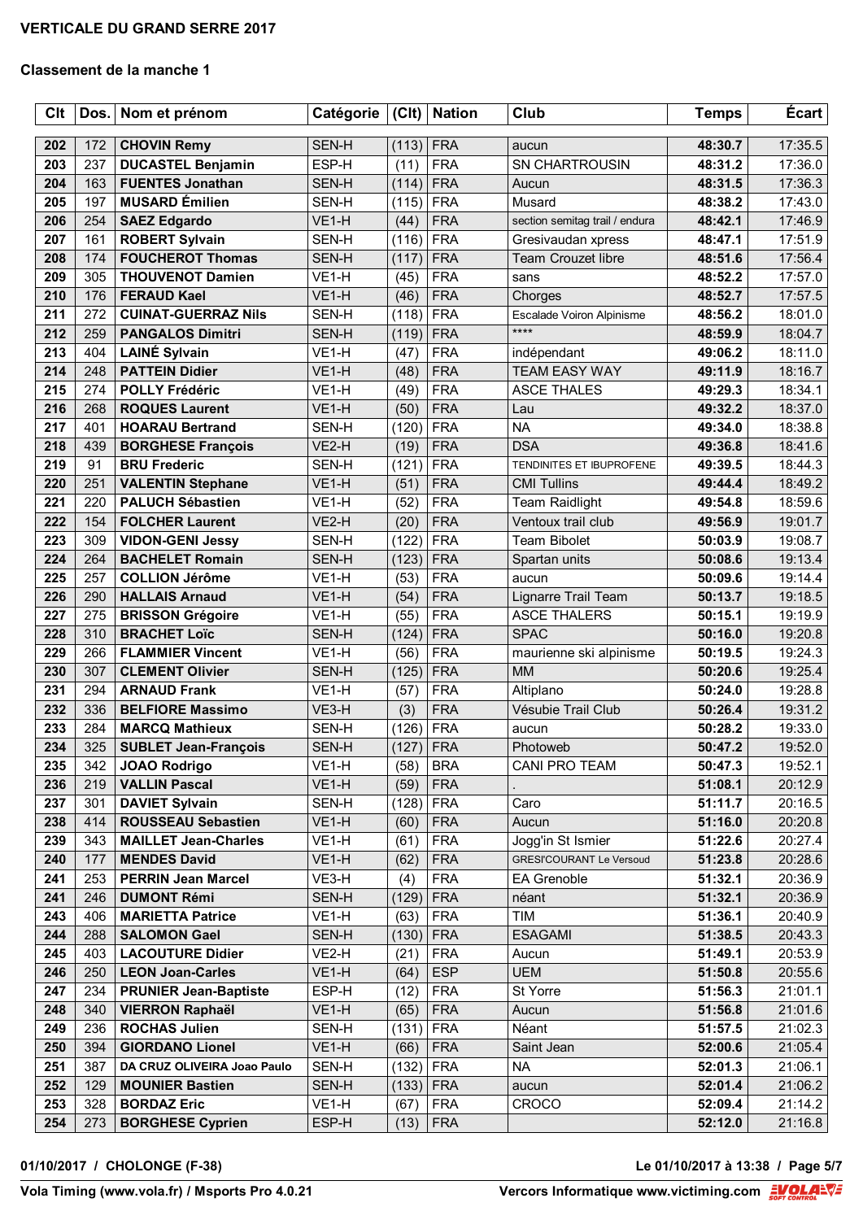# VERTICALE DU GRAND SERRE 2017

## Classement de la manche 1

| Clt | Dos. | Nom et prénom | Catégorie | (Clt) | Nation | Club | Temps | Écart |
|---|---|---|---|---|---|---|---|---|
| 202 | 172 | CHOVIN Remy | SEN-H | (113) | FRA | aucun | 48:30.7 | 17:35.5 |
| 203 | 237 | DUCASTEL Benjamin | ESP-H | (11) | FRA | SN CHARTROUSIN | 48:31.2 | 17:36.0 |
| 204 | 163 | FUENTES Jonathan | SEN-H | (114) | FRA | Aucun | 48:31.5 | 17:36.3 |
| 205 | 197 | MUSARD Émilien | SEN-H | (115) | FRA | Musard | 48:38.2 | 17:43.0 |
| 206 | 254 | SAEZ Edgardo | VE1-H | (44) | FRA | section semitag trail / endura | 48:42.1 | 17:46.9 |
| 207 | 161 | ROBERT Sylvain | SEN-H | (116) | FRA | Gresivaudan xpress | 48:47.1 | 17:51.9 |
| 208 | 174 | FOUCHEROT Thomas | SEN-H | (117) | FRA | Team Crouzet libre | 48:51.6 | 17:56.4 |
| 209 | 305 | THOUVENOT Damien | VE1-H | (45) | FRA | sans | 48:52.2 | 17:57.0 |
| 210 | 176 | FERAUD Kael | VE1-H | (46) | FRA | Chorges | 48:52.7 | 17:57.5 |
| 211 | 272 | CUINAT-GUERRAZ Nils | SEN-H | (118) | FRA | Escalade Voiron Alpinisme | 48:56.2 | 18:01.0 |
| 212 | 259 | PANGALOS Dimitri | SEN-H | (119) | FRA | **** | 48:59.9 | 18:04.7 |
| 213 | 404 | LAINÉ Sylvain | VE1-H | (47) | FRA | indépendant | 49:06.2 | 18:11.0 |
| 214 | 248 | PATTEIN Didier | VE1-H | (48) | FRA | TEAM EASY WAY | 49:11.9 | 18:16.7 |
| 215 | 274 | POLLY Frédéric | VE1-H | (49) | FRA | ASCE THALES | 49:29.3 | 18:34.1 |
| 216 | 268 | ROQUES Laurent | VE1-H | (50) | FRA | Lau | 49:32.2 | 18:37.0 |
| 217 | 401 | HOARAU Bertrand | SEN-H | (120) | FRA | NA | 49:34.0 | 18:38.8 |
| 218 | 439 | BORGHESE François | VE2-H | (19) | FRA | DSA | 49:36.8 | 18:41.6 |
| 219 | 91 | BRU Frederic | SEN-H | (121) | FRA | TENDINITES ET IBUPROFENE | 49:39.5 | 18:44.3 |
| 220 | 251 | VALENTIN Stephane | VE1-H | (51) | FRA | CMI Tullins | 49:44.4 | 18:49.2 |
| 221 | 220 | PALUCH Sébastien | VE1-H | (52) | FRA | Team Raidlight | 49:54.8 | 18:59.6 |
| 222 | 154 | FOLCHER Laurent | VE2-H | (20) | FRA | Ventoux trail club | 49:56.9 | 19:01.7 |
| 223 | 309 | VIDON-GENI Jessy | SEN-H | (122) | FRA | Team Bibolet | 50:03.9 | 19:08.7 |
| 224 | 264 | BACHELET Romain | SEN-H | (123) | FRA | Spartan units | 50:08.6 | 19:13.4 |
| 225 | 257 | COLLION Jérôme | VE1-H | (53) | FRA | aucun | 50:09.6 | 19:14.4 |
| 226 | 290 | HALLAIS Arnaud | VE1-H | (54) | FRA | Lignarre Trail Team | 50:13.7 | 19:18.5 |
| 227 | 275 | BRISSON Grégoire | VE1-H | (55) | FRA | ASCE THALERS | 50:15.1 | 19:19.9 |
| 228 | 310 | BRACHET Loïc | SEN-H | (124) | FRA | SPAC | 50:16.0 | 19:20.8 |
| 229 | 266 | FLAMMIER Vincent | VE1-H | (56) | FRA | maurienne ski alpinisme | 50:19.5 | 19:24.3 |
| 230 | 307 | CLEMENT Olivier | SEN-H | (125) | FRA | MM | 50:20.6 | 19:25.4 |
| 231 | 294 | ARNAUD Frank | VE1-H | (57) | FRA | Altiplano | 50:24.0 | 19:28.8 |
| 232 | 336 | BELFIORE Massimo | VE3-H | (3) | FRA | Vésubie Trail Club | 50:26.4 | 19:31.2 |
| 233 | 284 | MARCQ Mathieux | SEN-H | (126) | FRA | aucun | 50:28.2 | 19:33.0 |
| 234 | 325 | SUBLET Jean-François | SEN-H | (127) | FRA | Photoweb | 50:47.2 | 19:52.0 |
| 235 | 342 | JOAO Rodrigo | VE1-H | (58) | BRA | CANI PRO TEAM | 50:47.3 | 19:52.1 |
| 236 | 219 | VALLIN Pascal | VE1-H | (59) | FRA | . | 51:08.1 | 20:12.9 |
| 237 | 301 | DAVIET Sylvain | SEN-H | (128) | FRA | Caro | 51:11.7 | 20:16.5 |
| 238 | 414 | ROUSSEAU Sebastien | VE1-H | (60) | FRA | Aucun | 51:16.0 | 20:20.8 |
| 239 | 343 | MAILLET Jean-Charles | VE1-H | (61) | FRA | Jogg'in St Ismier | 51:22.6 | 20:27.4 |
| 240 | 177 | MENDES David | VE1-H | (62) | FRA | GRESI'COURANT Le Versoud | 51:23.8 | 20:28.6 |
| 241 | 253 | PERRIN Jean Marcel | VE3-H | (4) | FRA | EA Grenoble | 51:32.1 | 20:36.9 |
| 241 | 246 | DUMONT Rémi | SEN-H | (129) | FRA | néant | 51:32.1 | 20:36.9 |
| 243 | 406 | MARIETTA Patrice | VE1-H | (63) | FRA | TIM | 51:36.1 | 20:40.9 |
| 244 | 288 | SALOMON Gael | SEN-H | (130) | FRA | ESAGAMI | 51:38.5 | 20:43.3 |
| 245 | 403 | LACOUTURE Didier | VE2-H | (21) | FRA | Aucun | 51:49.1 | 20:53.9 |
| 246 | 250 | LEON Joan-Carles | VE1-H | (64) | ESP | UEM | 51:50.8 | 20:55.6 |
| 247 | 234 | PRUNIER Jean-Baptiste | ESP-H | (12) | FRA | St Yorre | 51:56.3 | 21:01.1 |
| 248 | 340 | VIERRON Raphaël | VE1-H | (65) | FRA | Aucun | 51:56.8 | 21:01.6 |
| 249 | 236 | ROCHAS Julien | SEN-H | (131) | FRA | Néant | 51:57.5 | 21:02.3 |
| 250 | 394 | GIORDANO Lionel | VE1-H | (66) | FRA | Saint Jean | 52:00.6 | 21:05.4 |
| 251 | 387 | DA CRUZ OLIVEIRA Joao Paulo | SEN-H | (132) | FRA | NA | 52:01.3 | 21:06.1 |
| 252 | 129 | MOUNIER Bastien | SEN-H | (133) | FRA | aucun | 52:01.4 | 21:06.2 |
| 253 | 328 | BORDAZ Eric | VE1-H | (67) | FRA | CROCO | 52:09.4 | 21:14.2 |
| 254 | 273 | BORGHESE Cyprien | ESP-H | (13) | FRA | | 52:12.0 | 21:16.8 |

01/10/2017 / CHOLONGE (F-38) — Le 01/10/2017 à 13:38

Vola Timing (www.vola.fr) / Msports Pro 4.0.21 — Vercors Informatique www.victiming.com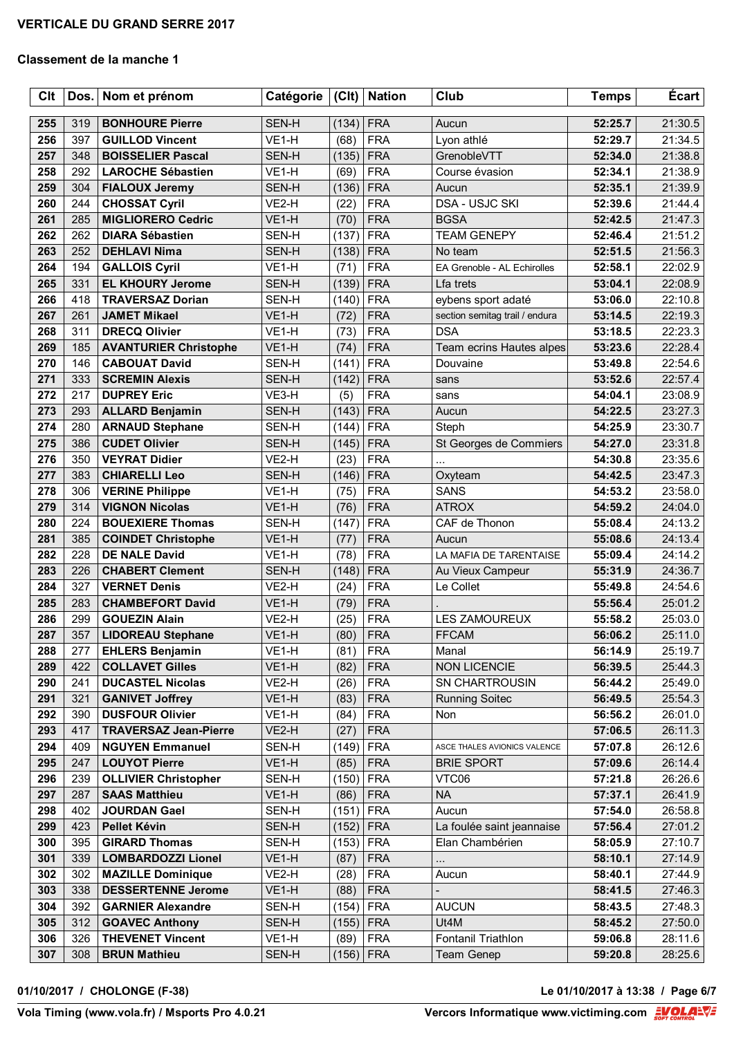**VERTICALE DU GRAND SERRE 2017**

**Classement de la manche 1**

| Clt | Dos. | Nom et prénom | Catégorie | (Clt) | Nation | Club | Temps | Écart |
|---|---|---|---|---|---|---|---|---|
| 255 | 319 | BONHOURE Pierre | SEN-H | (134) | FRA | Aucun | 52:25.7 | 21:30.5 |
| 256 | 397 | GUILLOD Vincent | VE1-H | (68) | FRA | Lyon athlé | 52:29.7 | 21:34.5 |
| 257 | 348 | BOISSELIER Pascal | SEN-H | (135) | FRA | GrenobleVTT | 52:34.0 | 21:38.8 |
| 258 | 292 | LAROCHE Sébastien | VE1-H | (69) | FRA | Course évasion | 52:34.1 | 21:38.9 |
| 259 | 304 | FIALOUX Jeremy | SEN-H | (136) | FRA | Aucun | 52:35.1 | 21:39.9 |
| 260 | 244 | CHOSSAT Cyril | VE2-H | (22) | FRA | DSA - USJC SKI | 52:39.6 | 21:44.4 |
| 261 | 285 | MIGLIORERO Cedric | VE1-H | (70) | FRA | BGSA | 52:42.5 | 21:47.3 |
| 262 | 262 | DIARA Sébastien | SEN-H | (137) | FRA | TEAM GENEPY | 52:46.4 | 21:51.2 |
| 263 | 252 | DEHLAVI Nima | SEN-H | (138) | FRA | No team | 52:51.5 | 21:56.3 |
| 264 | 194 | GALLOIS Cyril | VE1-H | (71) | FRA | EA Grenoble - AL Echirolles | 52:58.1 | 22:02.9 |
| 265 | 331 | EL KHOURY Jerome | SEN-H | (139) | FRA | Lfa trets | 53:04.1 | 22:08.9 |
| 266 | 418 | TRAVERSAZ Dorian | SEN-H | (140) | FRA | eybens sport adaté | 53:06.0 | 22:10.8 |
| 267 | 261 | JAMET Mikael | VE1-H | (72) | FRA | section semitag trail / endura | 53:14.5 | 22:19.3 |
| 268 | 311 | DRECQ Olivier | VE1-H | (73) | FRA | DSA | 53:18.5 | 22:23.3 |
| 269 | 185 | AVANTURIER Christophe | VE1-H | (74) | FRA | Team ecrins Hautes alpes | 53:23.6 | 22:28.4 |
| 270 | 146 | CABOUAT David | SEN-H | (141) | FRA | Douvaine | 53:49.8 | 22:54.6 |
| 271 | 333 | SCREMIN Alexis | SEN-H | (142) | FRA | sans | 53:52.6 | 22:57.4 |
| 272 | 217 | DUPREY Eric | VE3-H | (5) | FRA | sans | 54:04.1 | 23:08.9 |
| 273 | 293 | ALLARD Benjamin | SEN-H | (143) | FRA | Aucun | 54:22.5 | 23:27.3 |
| 274 | 280 | ARNAUD Stephane | SEN-H | (144) | FRA | Steph | 54:25.9 | 23:30.7 |
| 275 | 386 | CUDET Olivier | SEN-H | (145) | FRA | St Georges de Commiers | 54:27.0 | 23:31.8 |
| 276 | 350 | VEYRAT Didier | VE2-H | (23) | FRA | ... | 54:30.8 | 23:35.6 |
| 277 | 383 | CHIARELLI Leo | SEN-H | (146) | FRA | Oxyteam | 54:42.5 | 23:47.3 |
| 278 | 306 | VERINE Philippe | VE1-H | (75) | FRA | SANS | 54:53.2 | 23:58.0 |
| 279 | 314 | VIGNON Nicolas | VE1-H | (76) | FRA | ATROX | 54:59.2 | 24:04.0 |
| 280 | 224 | BOUEXIERE Thomas | SEN-H | (147) | FRA | CAF de Thonon | 55:08.4 | 24:13.2 |
| 281 | 385 | COINDET Christophe | VE1-H | (77) | FRA | Aucun | 55:08.6 | 24:13.4 |
| 282 | 228 | DE NALE David | VE1-H | (78) | FRA | LA MAFIA DE TARENTAISE | 55:09.4 | 24:14.2 |
| 283 | 226 | CHABERT Clement | SEN-H | (148) | FRA | Au Vieux Campeur | 55:31.9 | 24:36.7 |
| 284 | 327 | VERNET Denis | VE2-H | (24) | FRA | Le Collet | 55:49.8 | 24:54.6 |
| 285 | 283 | CHAMBEFORT David | VE1-H | (79) | FRA | . | 55:56.4 | 25:01.2 |
| 286 | 299 | GOUEZIN Alain | VE2-H | (25) | FRA | LES ZAMOUREUX | 55:58.2 | 25:03.0 |
| 287 | 357 | LIDOREAU Stephane | VE1-H | (80) | FRA | FFCAM | 56:06.2 | 25:11.0 |
| 288 | 277 | EHLERS Benjamin | VE1-H | (81) | FRA | Manal | 56:14.9 | 25:19.7 |
| 289 | 422 | COLLAVET Gilles | VE1-H | (82) | FRA | NON LICENCIE | 56:39.5 | 25:44.3 |
| 290 | 241 | DUCASTEL Nicolas | VE2-H | (26) | FRA | SN CHARTROUSIN | 56:44.2 | 25:49.0 |
| 291 | 321 | GANIVET Joffrey | VE1-H | (83) | FRA | Running Soitec | 56:49.5 | 25:54.3 |
| 292 | 390 | DUSFOUR Olivier | VE1-H | (84) | FRA | Non | 56:56.2 | 26:01.0 |
| 293 | 417 | TRAVERSAZ Jean-Pierre | VE2-H | (27) | FRA | | 57:06.5 | 26:11.3 |
| 294 | 409 | NGUYEN Emmanuel | SEN-H | (149) | FRA | ASCE THALES AVIONICS VALENCE | 57:07.8 | 26:12.6 |
| 295 | 247 | LOUYOT Pierre | VE1-H | (85) | FRA | BRIE SPORT | 57:09.6 | 26:14.4 |
| 296 | 239 | OLLIVIER Christopher | SEN-H | (150) | FRA | VTC06 | 57:21.8 | 26:26.6 |
| 297 | 287 | SAAS Matthieu | VE1-H | (86) | FRA | NA | 57:37.1 | 26:41.9 |
| 298 | 402 | JOURDAN Gael | SEN-H | (151) | FRA | Aucun | 57:54.0 | 26:58.8 |
| 299 | 423 | Pellet Kévin | SEN-H | (152) | FRA | La foulée saint jeannaise | 57:56.4 | 27:01.2 |
| 300 | 395 | GIRARD Thomas | SEN-H | (153) | FRA | Elan Chambérien | 58:05.9 | 27:10.7 |
| 301 | 339 | LOMBARDOZZI Lionel | VE1-H | (87) | FRA | ... | 58:10.1 | 27:14.9 |
| 302 | 302 | MAZILLE Dominique | VE2-H | (28) | FRA | Aucun | 58:40.1 | 27:44.9 |
| 303 | 338 | DESSERTENNE Jerome | VE1-H | (88) | FRA | - | 58:41.5 | 27:46.3 |
| 304 | 392 | GARNIER Alexandre | SEN-H | (154) | FRA | AUCUN | 58:43.5 | 27:48.3 |
| 305 | 312 | GOAVEC Anthony | SEN-H | (155) | FRA | Ut4M | 58:45.2 | 27:50.0 |
| 306 | 326 | THEVENET Vincent | VE1-H | (89) | FRA | Fontanil Triathlon | 59:06.8 | 28:11.6 |
| 307 | 308 | BRUN Mathieu | SEN-H | (156) | FRA | Team Genep | 59:20.8 | 28:25.6 |

01/10/2017 / CHOLONGE (F-38) — Le 01/10/2017 à 13:38

Vola Timing (www.vola.fr) / Msports Pro 4.0.21 — Vercors Informatique www.victiming.com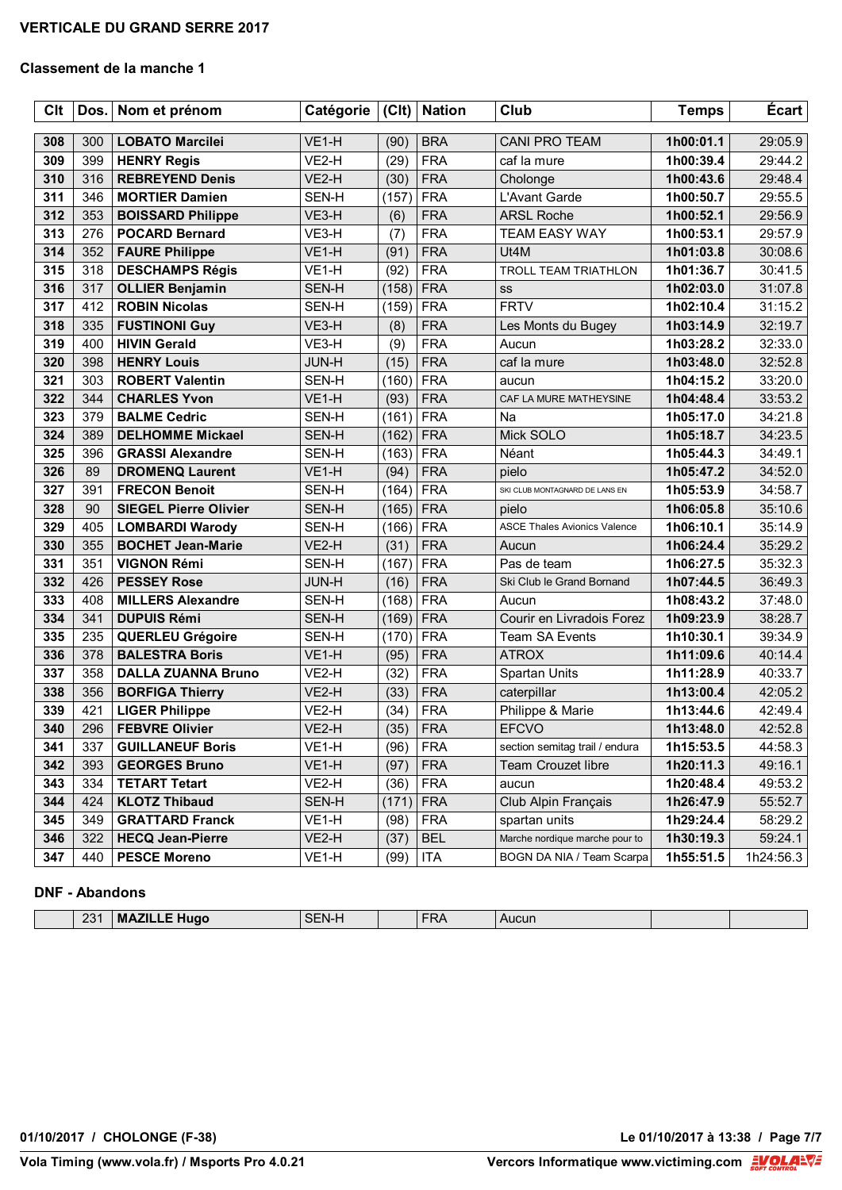## VERTICALE DU GRAND SERRE 2017

### Classement de la manche 1

| Clt | Dos. | Nom et prénom | Catégorie | (Clt) | Nation | Club | Temps | Écart |
|---|---|---|---|---|---|---|---|---|
| 308 | 300 | **LOBATO Marcilei** | VE1-H | (90) | BRA | CANI PRO TEAM | **1h00:01.1** | 29:05.9 |
| 309 | 399 | **HENRY Regis** | VE2-H | (29) | FRA | caf la mure | **1h00:39.4** | 29:44.2 |
| 310 | 316 | **REBREYEND Denis** | VE2-H | (30) | FRA | Cholonge | **1h00:43.6** | 29:48.4 |
| 311 | 346 | **MORTIER Damien** | SEN-H | (157) | FRA | L'Avant Garde | **1h00:50.7** | 29:55.5 |
| 312 | 353 | **BOISSARD Philippe** | VE3-H | (6) | FRA | ARSL Roche | **1h00:52.1** | 29:56.9 |
| 313 | 276 | **POCARD Bernard** | VE3-H | (7) | FRA | TEAM EASY WAY | **1h00:53.1** | 29:57.9 |
| 314 | 352 | **FAURE Philippe** | VE1-H | (91) | FRA | Ut4M | **1h01:03.8** | 30:08.6 |
| 315 | 318 | **DESCHAMPS Régis** | VE1-H | (92) | FRA | TROLL TEAM TRIATHLON | **1h01:36.7** | 30:41.5 |
| 316 | 317 | **OLLIER Benjamin** | SEN-H | (158) | FRA | ss | **1h02:03.0** | 31:07.8 |
| 317 | 412 | **ROBIN Nicolas** | SEN-H | (159) | FRA | FRTV | **1h02:10.4** | 31:15.2 |
| 318 | 335 | **FUSTINONI Guy** | VE3-H | (8) | FRA | Les Monts du Bugey | **1h03:14.9** | 32:19.7 |
| 319 | 400 | **HIVIN Gerald** | VE3-H | (9) | FRA | Aucun | **1h03:28.2** | 32:33.0 |
| 320 | 398 | **HENRY Louis** | JUN-H | (15) | FRA | caf la mure | **1h03:48.0** | 32:52.8 |
| 321 | 303 | **ROBERT Valentin** | SEN-H | (160) | FRA | aucun | **1h04:15.2** | 33:20.0 |
| 322 | 344 | **CHARLES Yvon** | VE1-H | (93) | FRA | CAF LA MURE MATHEYSINE | **1h04:48.4** | 33:53.2 |
| 323 | 379 | **BALME Cedric** | SEN-H | (161) | FRA | Na | **1h05:17.0** | 34:21.8 |
| 324 | 389 | **DELHOMME Mickael** | SEN-H | (162) | FRA | Mick SOLO | **1h05:18.7** | 34:23.5 |
| 325 | 396 | **GRASSI Alexandre** | SEN-H | (163) | FRA | Néant | **1h05:44.3** | 34:49.1 |
| 326 | 89 | **DROMENQ Laurent** | VE1-H | (94) | FRA | pielo | **1h05:47.2** | 34:52.0 |
| 327 | 391 | **FRECON Benoit** | SEN-H | (164) | FRA | SKI CLUB MONTAGNARD DE LANS EN | **1h05:53.9** | 34:58.7 |
| 328 | 90 | **SIEGEL Pierre Olivier** | SEN-H | (165) | FRA | pielo | **1h06:05.8** | 35:10.6 |
| 329 | 405 | **LOMBARDI Warody** | SEN-H | (166) | FRA | ASCE Thales Avionics Valence | **1h06:10.1** | 35:14.9 |
| 330 | 355 | **BOCHET Jean-Marie** | VE2-H | (31) | FRA | Aucun | **1h06:24.4** | 35:29.2 |
| 331 | 351 | **VIGNON Rémi** | SEN-H | (167) | FRA | Pas de team | **1h06:27.5** | 35:32.3 |
| 332 | 426 | **PESSEY Rose** | JUN-H | (16) | FRA | Ski Club le Grand Bornand | **1h07:44.5** | 36:49.3 |
| 333 | 408 | **MILLERS Alexandre** | SEN-H | (168) | FRA | Aucun | **1h08:43.2** | 37:48.0 |
| 334 | 341 | **DUPUIS Rémi** | SEN-H | (169) | FRA | Courir en Livradois Forez | **1h09:23.9** | 38:28.7 |
| 335 | 235 | **QUERLEU Grégoire** | SEN-H | (170) | FRA | Team SA Events | **1h10:30.1** | 39:34.9 |
| 336 | 378 | **BALESTRA Boris** | VE1-H | (95) | FRA | ATROX | **1h11:09.6** | 40:14.4 |
| 337 | 358 | **DALLA ZUANNA Bruno** | VE2-H | (32) | FRA | Spartan Units | **1h11:28.9** | 40:33.7 |
| 338 | 356 | **BORFIGA Thierry** | VE2-H | (33) | FRA | caterpillar | **1h13:00.4** | 42:05.2 |
| 339 | 421 | **LIGER Philippe** | VE2-H | (34) | FRA | Philippe & Marie | **1h13:44.6** | 42:49.4 |
| 340 | 296 | **FEBVRE Olivier** | VE2-H | (35) | FRA | EFCVO | **1h13:48.0** | 42:52.8 |
| 341 | 337 | **GUILLANEUF Boris** | VE1-H | (96) | FRA | section semitag trail / endura | **1h15:53.5** | 44:58.3 |
| 342 | 393 | **GEORGES Bruno** | VE1-H | (97) | FRA | Team Crouzet libre | **1h20:11.3** | 49:16.1 |
| 343 | 334 | **TETART Tetart** | VE2-H | (36) | FRA | aucun | **1h20:48.4** | 49:53.2 |
| 344 | 424 | **KLOTZ Thibaud** | SEN-H | (171) | FRA | Club Alpin Français | **1h26:47.9** | 55:52.7 |
| 345 | 349 | **GRATTARD Franck** | VE1-H | (98) | FRA | spartan units | **1h29:24.4** | 58:29.2 |
| 346 | 322 | **HECQ Jean-Pierre** | VE2-H | (37) | BEL | Marche nordique marche pour to | **1h30:19.3** | 59:24.1 |
| 347 | 440 | **PESCE Moreno** | VE1-H | (99) | ITA | BOGN DA NIA / Team Scarpa | **1h55:51.5** | 1h24:56.3 |

### DNF - Abandons

| | | | | | | | | |
|---|---|---|---|---|---|---|---|---|
| | 231 | **MAZILLE Hugo** | SEN-H | | FRA | Aucun | | |

01/10/2017 / CHOLONGE (F-38)

Le 01/10/2017 à 13:38